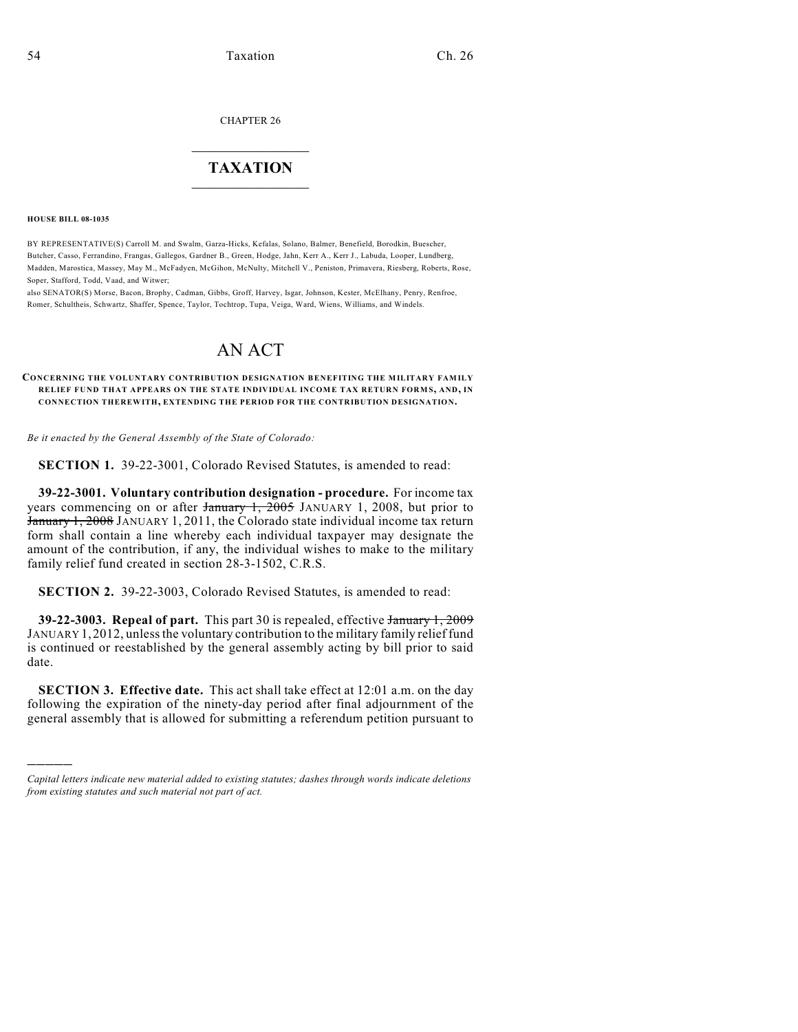CHAPTER 26

# TAXATION

**HOUSE BILL 08-1035**

BY REPRESENTATIVE(S) Carroll M. and Swalm, Garza-Hicks, Kefalas, Solano, Balmer, Benefield, Borodkin, Buescher, Butcher, Casso, Ferrandino, Frangas, Gallegos, Gardner B., Green, Hodge, Jahn, Kerr A., Kerr J., Labuda, Looper, Lundberg, Madden, Marostica, Massey, May M., McFadyen, McGihon, McNulty, Mitchell V., Peniston, Primavera, Riesberg, Roberts, Rose, Soper, Stafford, Todd, Vaad, and Witwer;
also SENATOR(S) Morse, Bacon, Brophy, Cadman, Gibbs, Groff, Harvey, Isgar, Johnson, Kester, McElhany, Penry, Renfroe, Romer, Schultheis, Schwartz, Shaffer, Spence, Taylor, Tochtrop, Tupa, Veiga, Ward, Wiens, Williams, and Windels.

# AN ACT

**CONCERNING THE VOLUNTARY CONTRIBUTION DESIGNATION BENEFITING THE MILITARY FAMILY RELIEF FUND THAT APPEARS ON THE STATE INDIVIDUAL INCOME TAX RETURN FORMS, AND, IN CONNECTION THEREWITH, EXTENDING THE PERIOD FOR THE CONTRIBUTION DESIGNATION.**

*Be it enacted by the General Assembly of the State of Colorado:*

**SECTION 1.** 39-22-3001, Colorado Revised Statutes, is amended to read:

**39-22-3001. Voluntary contribution designation - procedure.** For income tax years commencing on or after ~~January 1, 2005~~ JANUARY 1, 2008, but prior to ~~January 1, 2008~~ JANUARY 1, 2011, the Colorado state individual income tax return form shall contain a line whereby each individual taxpayer may designate the amount of the contribution, if any, the individual wishes to make to the military family relief fund created in section 28-3-1502, C.R.S.

**SECTION 2.** 39-22-3003, Colorado Revised Statutes, is amended to read:

**39-22-3003. Repeal of part.** This part 30 is repealed, effective ~~January 1, 2009~~ JANUARY 1, 2012, unless the voluntary contribution to the military family relief fund is continued or reestablished by the general assembly acting by bill prior to said date.

**SECTION 3. Effective date.** This act shall take effect at 12:01 a.m. on the day following the expiration of the ninety-day period after final adjournment of the general assembly that is allowed for submitting a referendum petition pursuant to

---

*Capital letters indicate new material added to existing statutes; dashes through words indicate deletions from existing statutes and such material not part of act.*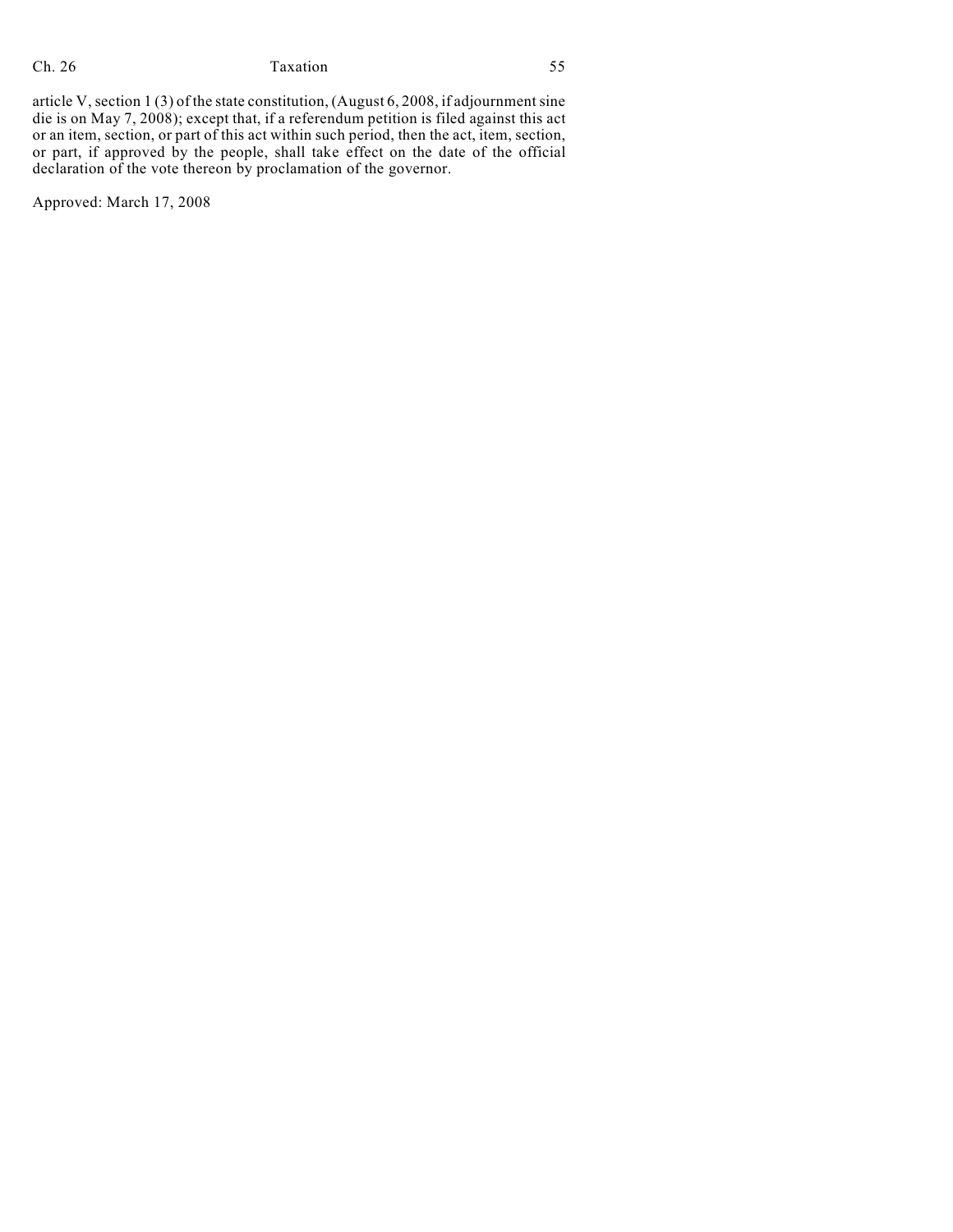article V, section 1 (3) of the state constitution, (August 6, 2008, if adjournment sine die is on May 7, 2008); except that, if a referendum petition is filed against this act or an item, section, or part of this act within such period, then the act, item, section, or part, if approved by the people, shall take effect on the date of the official declaration of the vote thereon by proclamation of the governor.

Approved: March 17, 2008